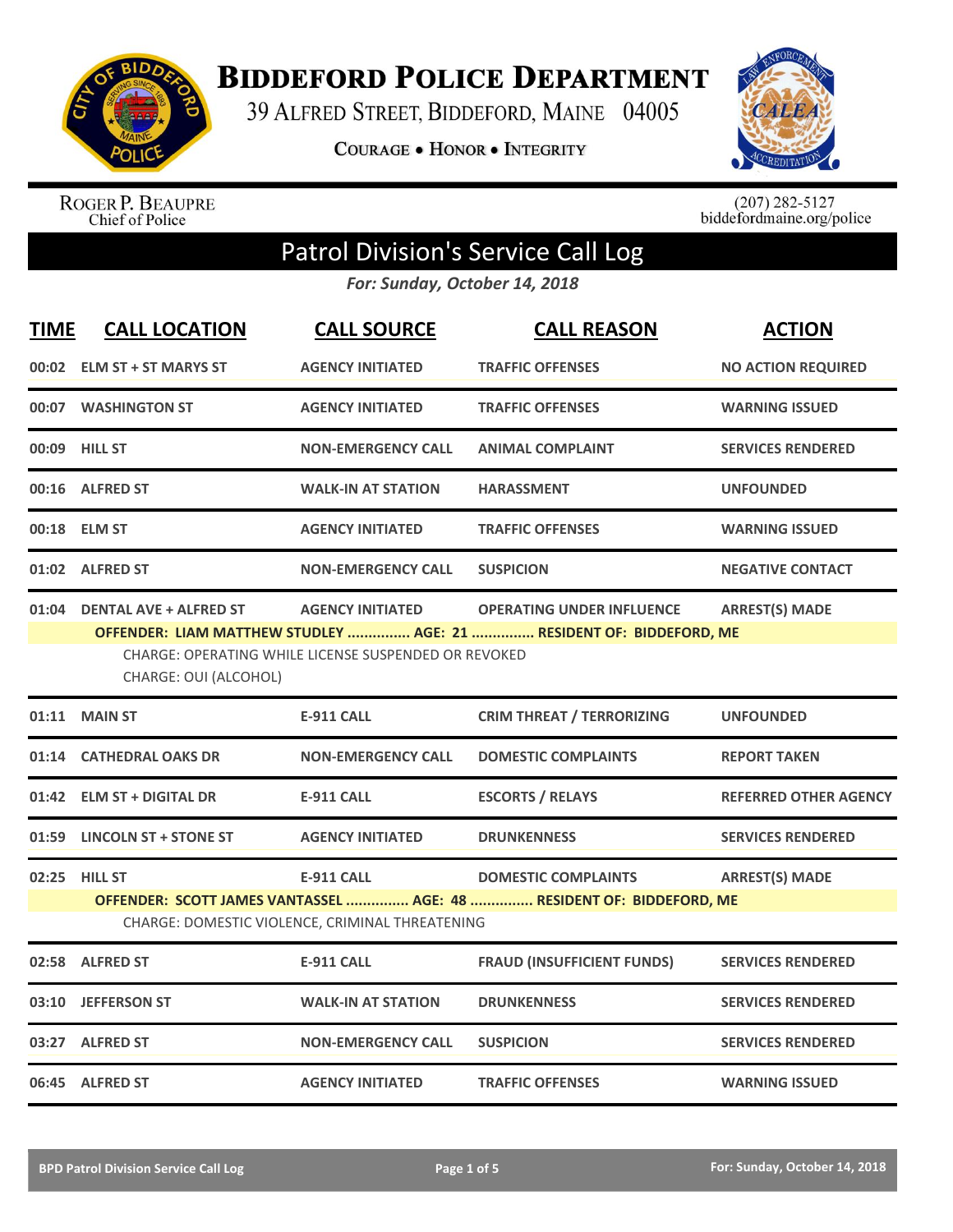# Biddeford Police Department

39 Alfred Street, Biddeford, Maine 04005

Courage • Honor • Integrity

Roger P. Beaupre
Chief of Police

(207) 282-5127
biddefordmaine.org/police

## Patrol Division's Service Call Log

*For: Sunday, October 14, 2018*

| TIME | CALL LOCATION | CALL SOURCE | CALL REASON | ACTION |
|---|---|---|---|---|
| 00:02 | ELM ST + ST MARYS ST | AGENCY INITIATED | TRAFFIC OFFENSES | NO ACTION REQUIRED |
| 00:07 | WASHINGTON ST | AGENCY INITIATED | TRAFFIC OFFENSES | WARNING ISSUED |
| 00:09 | HILL ST | NON-EMERGENCY CALL | ANIMAL COMPLAINT | SERVICES RENDERED |
| 00:16 | ALFRED ST | WALK-IN AT STATION | HARASSMENT | UNFOUNDED |
| 00:18 | ELM ST | AGENCY INITIATED | TRAFFIC OFFENSES | WARNING ISSUED |
| 01:02 | ALFRED ST | NON-EMERGENCY CALL | SUSPICION | NEGATIVE CONTACT |
| 01:04 | DENTAL AVE + ALFRED ST | AGENCY INITIATED | OPERATING UNDER INFLUENCE | ARREST(S) MADE |

**OFFENDER: LIAM MATTHEW STUDLEY ............... AGE: 21 ............... RESIDENT OF: BIDDEFORD, ME**

CHARGE: OPERATING WHILE LICENSE SUSPENDED OR REVOKED
CHARGE: OUI (ALCOHOL)

| TIME | CALL LOCATION | CALL SOURCE | CALL REASON | ACTION |
|---|---|---|---|---|
| 01:11 | MAIN ST | E-911 CALL | CRIM THREAT / TERRORIZING | UNFOUNDED |
| 01:14 | CATHEDRAL OAKS DR | NON-EMERGENCY CALL | DOMESTIC COMPLAINTS | REPORT TAKEN |
| 01:42 | ELM ST + DIGITAL DR | E-911 CALL | ESCORTS / RELAYS | REFERRED OTHER AGENCY |
| 01:59 | LINCOLN ST + STONE ST | AGENCY INITIATED | DRUNKENNESS | SERVICES RENDERED |
| 02:25 | HILL ST | E-911 CALL | DOMESTIC COMPLAINTS | ARREST(S) MADE |

**OFFENDER: SCOTT JAMES VANTASSEL ............... AGE: 48 ............... RESIDENT OF: BIDDEFORD, ME**

CHARGE: DOMESTIC VIOLENCE, CRIMINAL THREATENING

| TIME | CALL LOCATION | CALL SOURCE | CALL REASON | ACTION |
|---|---|---|---|---|
| 02:58 | ALFRED ST | E-911 CALL | FRAUD (INSUFFICIENT FUNDS) | SERVICES RENDERED |
| 03:10 | JEFFERSON ST | WALK-IN AT STATION | DRUNKENNESS | SERVICES RENDERED |
| 03:27 | ALFRED ST | NON-EMERGENCY CALL | SUSPICION | SERVICES RENDERED |
| 06:45 | ALFRED ST | AGENCY INITIATED | TRAFFIC OFFENSES | WARNING ISSUED |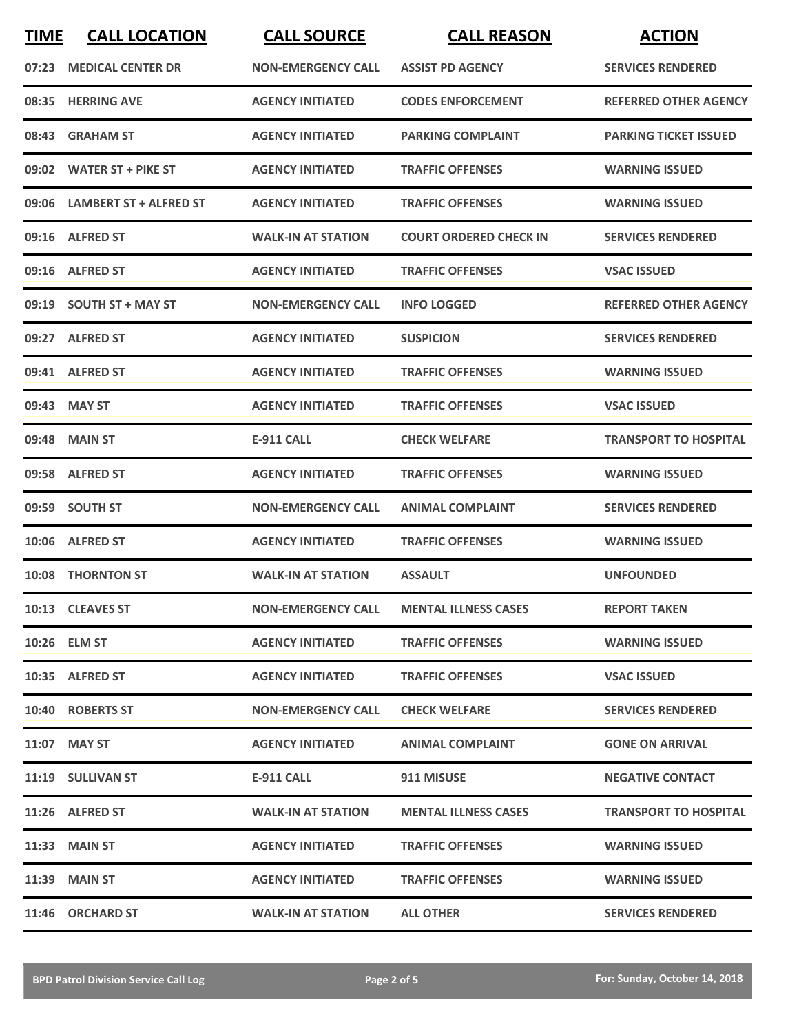| TIME | CALL LOCATION | CALL SOURCE | CALL REASON | ACTION |
|---|---|---|---|---|
| 07:23 | MEDICAL CENTER DR | NON-EMERGENCY CALL | ASSIST PD AGENCY | SERVICES RENDERED |
| 08:35 | HERRING AVE | AGENCY INITIATED | CODES ENFORCEMENT | REFERRED OTHER AGENCY |
| 08:43 | GRAHAM ST | AGENCY INITIATED | PARKING COMPLAINT | PARKING TICKET ISSUED |
| 09:02 | WATER ST + PIKE ST | AGENCY INITIATED | TRAFFIC OFFENSES | WARNING ISSUED |
| 09:06 | LAMBERT ST + ALFRED ST | AGENCY INITIATED | TRAFFIC OFFENSES | WARNING ISSUED |
| 09:16 | ALFRED ST | WALK-IN AT STATION | COURT ORDERED CHECK IN | SERVICES RENDERED |
| 09:16 | ALFRED ST | AGENCY INITIATED | TRAFFIC OFFENSES | VSAC ISSUED |
| 09:19 | SOUTH ST + MAY ST | NON-EMERGENCY CALL | INFO LOGGED | REFERRED OTHER AGENCY |
| 09:27 | ALFRED ST | AGENCY INITIATED | SUSPICION | SERVICES RENDERED |
| 09:41 | ALFRED ST | AGENCY INITIATED | TRAFFIC OFFENSES | WARNING ISSUED |
| 09:43 | MAY ST | AGENCY INITIATED | TRAFFIC OFFENSES | VSAC ISSUED |
| 09:48 | MAIN ST | E-911 CALL | CHECK WELFARE | TRANSPORT TO HOSPITAL |
| 09:58 | ALFRED ST | AGENCY INITIATED | TRAFFIC OFFENSES | WARNING ISSUED |
| 09:59 | SOUTH ST | NON-EMERGENCY CALL | ANIMAL COMPLAINT | SERVICES RENDERED |
| 10:06 | ALFRED ST | AGENCY INITIATED | TRAFFIC OFFENSES | WARNING ISSUED |
| 10:08 | THORNTON ST | WALK-IN AT STATION | ASSAULT | UNFOUNDED |
| 10:13 | CLEAVES ST | NON-EMERGENCY CALL | MENTAL ILLNESS CASES | REPORT TAKEN |
| 10:26 | ELM ST | AGENCY INITIATED | TRAFFIC OFFENSES | WARNING ISSUED |
| 10:35 | ALFRED ST | AGENCY INITIATED | TRAFFIC OFFENSES | VSAC ISSUED |
| 10:40 | ROBERTS ST | NON-EMERGENCY CALL | CHECK WELFARE | SERVICES RENDERED |
| 11:07 | MAY ST | AGENCY INITIATED | ANIMAL COMPLAINT | GONE ON ARRIVAL |
| 11:19 | SULLIVAN ST | E-911 CALL | 911 MISUSE | NEGATIVE CONTACT |
| 11:26 | ALFRED ST | WALK-IN AT STATION | MENTAL ILLNESS CASES | TRANSPORT TO HOSPITAL |
| 11:33 | MAIN ST | AGENCY INITIATED | TRAFFIC OFFENSES | WARNING ISSUED |
| 11:39 | MAIN ST | AGENCY INITIATED | TRAFFIC OFFENSES | WARNING ISSUED |
| 11:46 | ORCHARD ST | WALK-IN AT STATION | ALL OTHER | SERVICES RENDERED |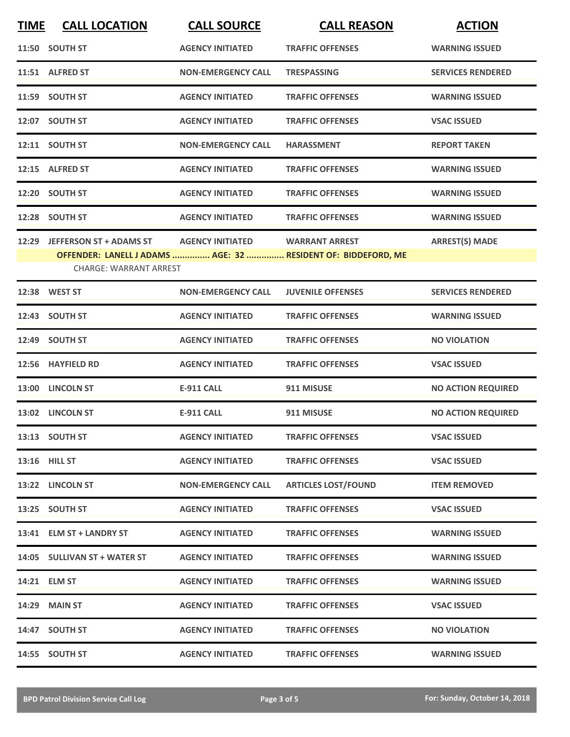| TIME | CALL LOCATION | CALL SOURCE | CALL REASON | ACTION |
|---|---|---|---|---|
| 11:50 | SOUTH ST | AGENCY INITIATED | TRAFFIC OFFENSES | WARNING ISSUED |
| 11:51 | ALFRED ST | NON-EMERGENCY CALL | TRESPASSING | SERVICES RENDERED |
| 11:59 | SOUTH ST | AGENCY INITIATED | TRAFFIC OFFENSES | WARNING ISSUED |
| 12:07 | SOUTH ST | AGENCY INITIATED | TRAFFIC OFFENSES | VSAC ISSUED |
| 12:11 | SOUTH ST | NON-EMERGENCY CALL | HARASSMENT | REPORT TAKEN |
| 12:15 | ALFRED ST | AGENCY INITIATED | TRAFFIC OFFENSES | WARNING ISSUED |
| 12:20 | SOUTH ST | AGENCY INITIATED | TRAFFIC OFFENSES | WARNING ISSUED |
| 12:28 | SOUTH ST | AGENCY INITIATED | TRAFFIC OFFENSES | WARNING ISSUED |
| 12:29 | JEFFERSON ST + ADAMS ST | AGENCY INITIATED | WARRANT ARREST | ARREST(S) MADE |
| | **OFFENDER: LANELL J ADAMS ............... AGE: 32 ............... RESIDENT OF: BIDDEFORD, ME** | | | |
| | CHARGE: WARRANT ARREST | | | |
| 12:38 | WEST ST | NON-EMERGENCY CALL | JUVENILE OFFENSES | SERVICES RENDERED |
| 12:43 | SOUTH ST | AGENCY INITIATED | TRAFFIC OFFENSES | WARNING ISSUED |
| 12:49 | SOUTH ST | AGENCY INITIATED | TRAFFIC OFFENSES | NO VIOLATION |
| 12:56 | HAYFIELD RD | AGENCY INITIATED | TRAFFIC OFFENSES | VSAC ISSUED |
| 13:00 | LINCOLN ST | E-911 CALL | 911 MISUSE | NO ACTION REQUIRED |
| 13:02 | LINCOLN ST | E-911 CALL | 911 MISUSE | NO ACTION REQUIRED |
| 13:13 | SOUTH ST | AGENCY INITIATED | TRAFFIC OFFENSES | VSAC ISSUED |
| 13:16 | HILL ST | AGENCY INITIATED | TRAFFIC OFFENSES | VSAC ISSUED |
| 13:22 | LINCOLN ST | NON-EMERGENCY CALL | ARTICLES LOST/FOUND | ITEM REMOVED |
| 13:25 | SOUTH ST | AGENCY INITIATED | TRAFFIC OFFENSES | VSAC ISSUED |
| 13:41 | ELM ST + LANDRY ST | AGENCY INITIATED | TRAFFIC OFFENSES | WARNING ISSUED |
| 14:05 | SULLIVAN ST + WATER ST | AGENCY INITIATED | TRAFFIC OFFENSES | WARNING ISSUED |
| 14:21 | ELM ST | AGENCY INITIATED | TRAFFIC OFFENSES | WARNING ISSUED |
| 14:29 | MAIN ST | AGENCY INITIATED | TRAFFIC OFFENSES | VSAC ISSUED |
| 14:47 | SOUTH ST | AGENCY INITIATED | TRAFFIC OFFENSES | NO VIOLATION |
| 14:55 | SOUTH ST | AGENCY INITIATED | TRAFFIC OFFENSES | WARNING ISSUED |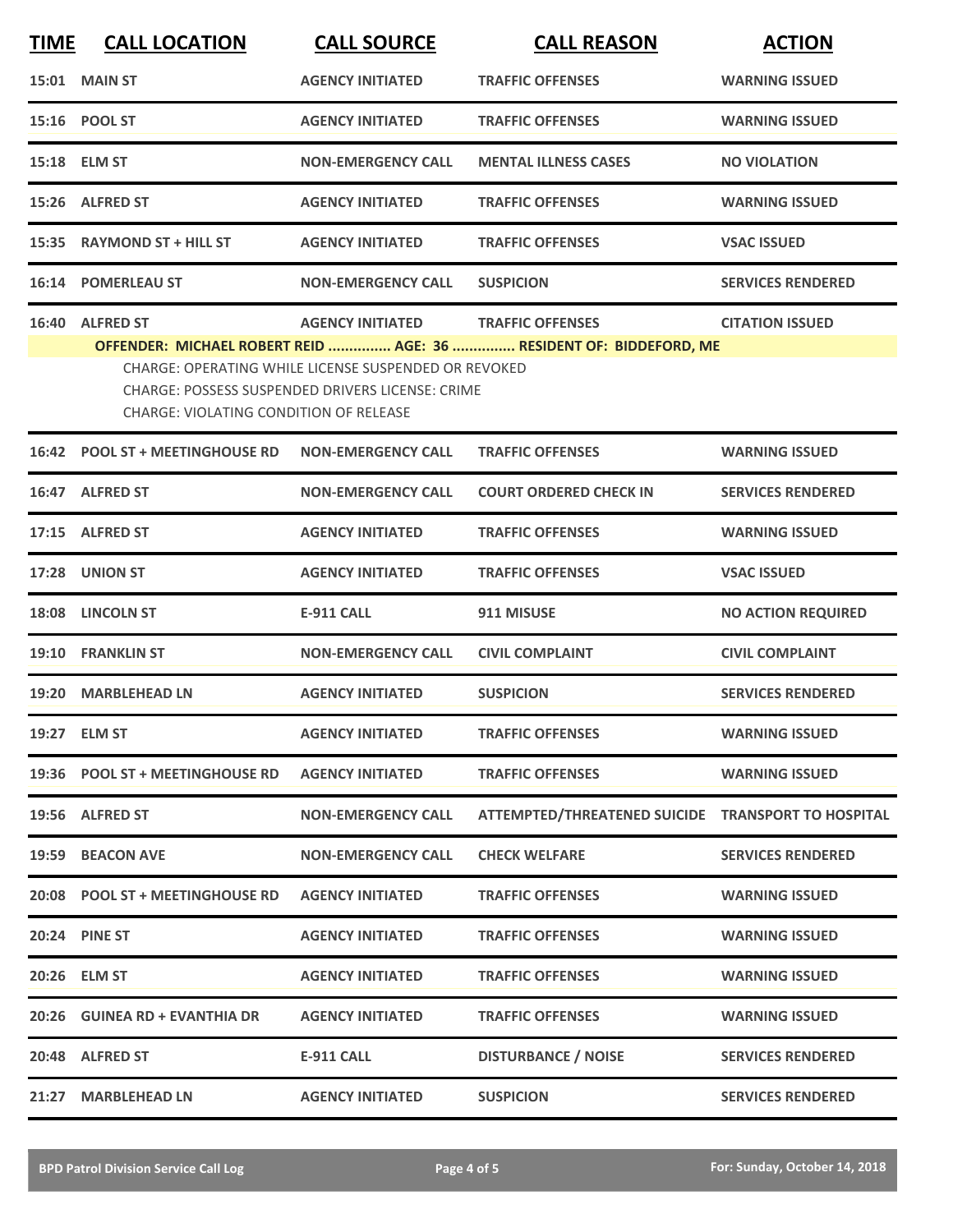| TIME | CALL LOCATION | CALL SOURCE | CALL REASON | ACTION |
|---|---|---|---|---|
| 15:01 | MAIN ST | AGENCY INITIATED | TRAFFIC OFFENSES | WARNING ISSUED |
| 15:16 | POOL ST | AGENCY INITIATED | TRAFFIC OFFENSES | WARNING ISSUED |
| 15:18 | ELM ST | NON-EMERGENCY CALL | MENTAL ILLNESS CASES | NO VIOLATION |
| 15:26 | ALFRED ST | AGENCY INITIATED | TRAFFIC OFFENSES | WARNING ISSUED |
| 15:35 | RAYMOND ST + HILL ST | AGENCY INITIATED | TRAFFIC OFFENSES | VSAC ISSUED |
| 16:14 | POMERLEAU ST | NON-EMERGENCY CALL | SUSPICION | SERVICES RENDERED |
| 16:40 | ALFRED ST | AGENCY INITIATED | TRAFFIC OFFENSES | CITATION ISSUED |
| | OFFENDER: MICHAEL ROBERT REID ............... AGE: 36 ............... RESIDENT OF: BIDDEFORD, ME<br>CHARGE: OPERATING WHILE LICENSE SUSPENDED OR REVOKED<br>CHARGE: POSSESS SUSPENDED DRIVERS LICENSE: CRIME<br>CHARGE: VIOLATING CONDITION OF RELEASE | | | |
| 16:42 | POOL ST + MEETINGHOUSE RD | NON-EMERGENCY CALL | TRAFFIC OFFENSES | WARNING ISSUED |
| 16:47 | ALFRED ST | NON-EMERGENCY CALL | COURT ORDERED CHECK IN | SERVICES RENDERED |
| 17:15 | ALFRED ST | AGENCY INITIATED | TRAFFIC OFFENSES | WARNING ISSUED |
| 17:28 | UNION ST | AGENCY INITIATED | TRAFFIC OFFENSES | VSAC ISSUED |
| 18:08 | LINCOLN ST | E-911 CALL | 911 MISUSE | NO ACTION REQUIRED |
| 19:10 | FRANKLIN ST | NON-EMERGENCY CALL | CIVIL COMPLAINT | CIVIL COMPLAINT |
| 19:20 | MARBLEHEAD LN | AGENCY INITIATED | SUSPICION | SERVICES RENDERED |
| 19:27 | ELM ST | AGENCY INITIATED | TRAFFIC OFFENSES | WARNING ISSUED |
| 19:36 | POOL ST + MEETINGHOUSE RD | AGENCY INITIATED | TRAFFIC OFFENSES | WARNING ISSUED |
| 19:56 | ALFRED ST | NON-EMERGENCY CALL | ATTEMPTED/THREATENED SUICIDE | TRANSPORT TO HOSPITAL |
| 19:59 | BEACON AVE | NON-EMERGENCY CALL | CHECK WELFARE | SERVICES RENDERED |
| 20:08 | POOL ST + MEETINGHOUSE RD | AGENCY INITIATED | TRAFFIC OFFENSES | WARNING ISSUED |
| 20:24 | PINE ST | AGENCY INITIATED | TRAFFIC OFFENSES | WARNING ISSUED |
| 20:26 | ELM ST | AGENCY INITIATED | TRAFFIC OFFENSES | WARNING ISSUED |
| 20:26 | GUINEA RD + EVANTHIA DR | AGENCY INITIATED | TRAFFIC OFFENSES | WARNING ISSUED |
| 20:48 | ALFRED ST | E-911 CALL | DISTURBANCE / NOISE | SERVICES RENDERED |
| 21:27 | MARBLEHEAD LN | AGENCY INITIATED | SUSPICION | SERVICES RENDERED |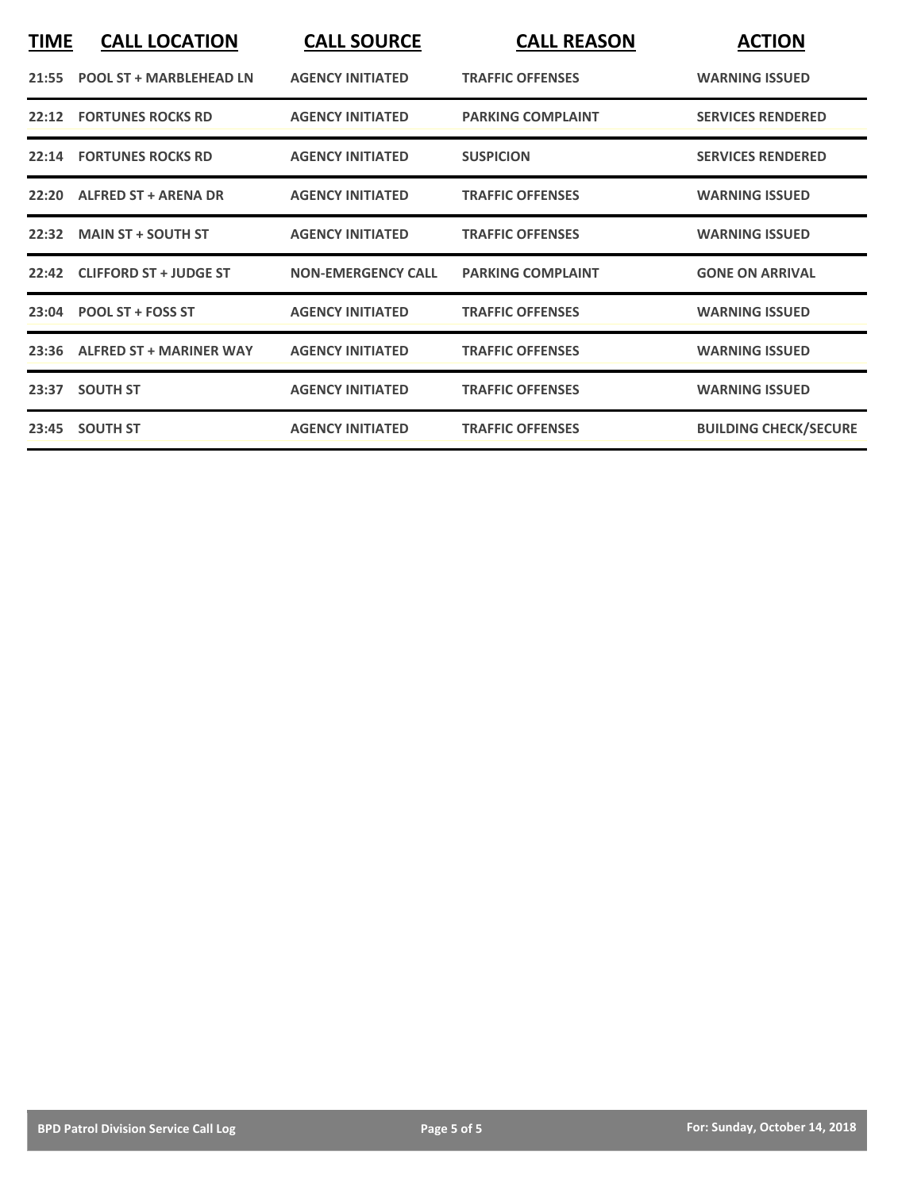| TIME | CALL LOCATION | CALL SOURCE | CALL REASON | ACTION |
| --- | --- | --- | --- | --- |
| 21:55 | POOL ST + MARBLEHEAD LN | AGENCY INITIATED | TRAFFIC OFFENSES | WARNING ISSUED |
| 22:12 | FORTUNES ROCKS RD | AGENCY INITIATED | PARKING COMPLAINT | SERVICES RENDERED |
| 22:14 | FORTUNES ROCKS RD | AGENCY INITIATED | SUSPICION | SERVICES RENDERED |
| 22:20 | ALFRED ST + ARENA DR | AGENCY INITIATED | TRAFFIC OFFENSES | WARNING ISSUED |
| 22:32 | MAIN ST + SOUTH ST | AGENCY INITIATED | TRAFFIC OFFENSES | WARNING ISSUED |
| 22:42 | CLIFFORD ST + JUDGE ST | NON-EMERGENCY CALL | PARKING COMPLAINT | GONE ON ARRIVAL |
| 23:04 | POOL ST + FOSS ST | AGENCY INITIATED | TRAFFIC OFFENSES | WARNING ISSUED |
| 23:36 | ALFRED ST + MARINER WAY | AGENCY INITIATED | TRAFFIC OFFENSES | WARNING ISSUED |
| 23:37 | SOUTH ST | AGENCY INITIATED | TRAFFIC OFFENSES | WARNING ISSUED |
| 23:45 | SOUTH ST | AGENCY INITIATED | TRAFFIC OFFENSES | BUILDING CHECK/SECURE |